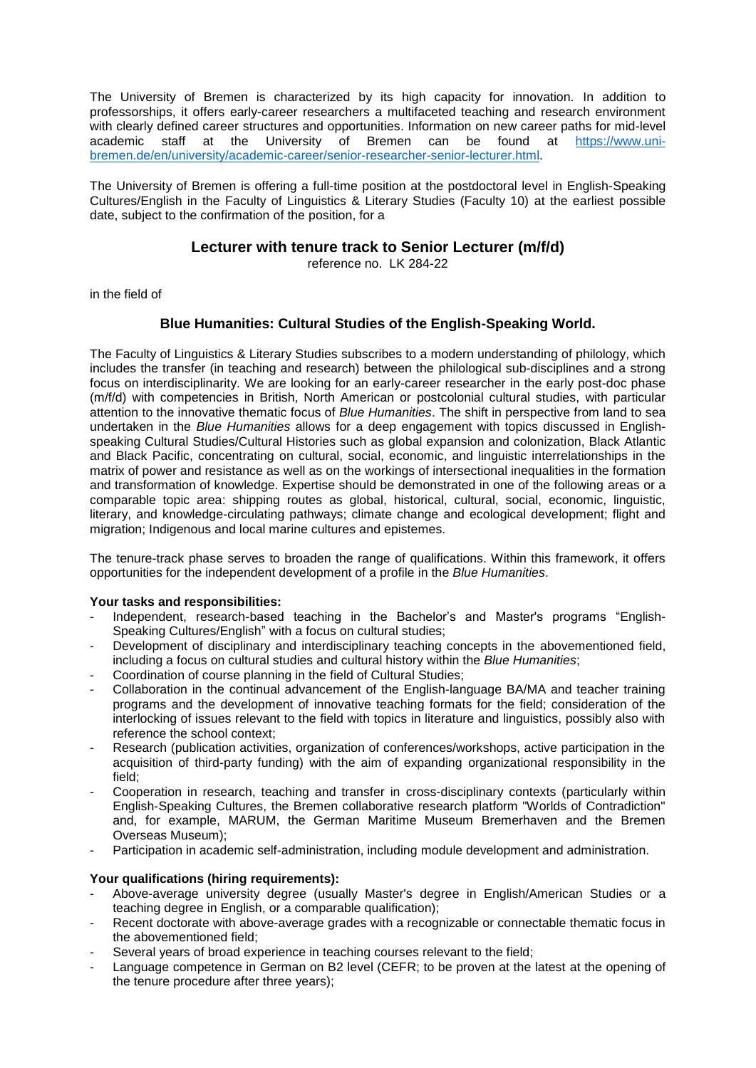The University of Bremen is characterized by its high capacity for innovation. In addition to professorships, it offers early-career researchers a multifaceted teaching and research environment with clearly defined career structures and opportunities. Information on new career paths for mid-level academic staff at the University of Bremen can be found at [https://www.uni-bremen.de/en/university/academic-career/senior-researcher-senior-lecturer.html](https://www.uni-bremen.de/en/university/academic-career/senior-researcher-senior-lecturer.html).

The University of Bremen is offering a full-time position at the postdoctoral level in English-Speaking Cultures/English in the Faculty of Linguistics & Literary Studies (Faculty 10) at the earliest possible date, subject to the confirmation of the position, for a

## Lecturer with tenure track to Senior Lecturer (m/f/d)

reference no. LK 284-22

in the field of

### Blue Humanities: Cultural Studies of the English-Speaking World.

The Faculty of Linguistics & Literary Studies subscribes to a modern understanding of philology, which includes the transfer (in teaching and research) between the philological sub-disciplines and a strong focus on interdisciplinarity. We are looking for an early-career researcher in the early post-doc phase (m/f/d) with competencies in British, North American or postcolonial cultural studies, with particular attention to the innovative thematic focus of *Blue Humanities*. The shift in perspective from land to sea undertaken in the *Blue Humanities* allows for a deep engagement with topics discussed in English-speaking Cultural Studies/Cultural Histories such as global expansion and colonization, Black Atlantic and Black Pacific, concentrating on cultural, social, economic, and linguistic interrelationships in the matrix of power and resistance as well as on the workings of intersectional inequalities in the formation and transformation of knowledge. Expertise should be demonstrated in one of the following areas or a comparable topic area: shipping routes as global, historical, cultural, social, economic, linguistic, literary, and knowledge-circulating pathways; climate change and ecological development; flight and migration; Indigenous and local marine cultures and epistemes.

The tenure-track phase serves to broaden the range of qualifications. Within this framework, it offers opportunities for the independent development of a profile in the *Blue Humanities*.

**Your tasks and responsibilities:**

- Independent, research-based teaching in the Bachelor's and Master's programs "English-Speaking Cultures/English" with a focus on cultural studies;
- Development of disciplinary and interdisciplinary teaching concepts in the abovementioned field, including a focus on cultural studies and cultural history within the *Blue Humanities*;
- Coordination of course planning in the field of Cultural Studies;
- Collaboration in the continual advancement of the English-language BA/MA and teacher training programs and the development of innovative teaching formats for the field; consideration of the interlocking of issues relevant to the field with topics in literature and linguistics, possibly also with reference the school context;
- Research (publication activities, organization of conferences/workshops, active participation in the acquisition of third-party funding) with the aim of expanding organizational responsibility in the field;
- Cooperation in research, teaching and transfer in cross-disciplinary contexts (particularly within English-Speaking Cultures, the Bremen collaborative research platform "Worlds of Contradiction" and, for example, MARUM, the German Maritime Museum Bremerhaven and the Bremen Overseas Museum);
- Participation in academic self-administration, including module development and administration.

**Your qualifications (hiring requirements):**

- Above-average university degree (usually Master's degree in English/American Studies or a teaching degree in English, or a comparable qualification);
- Recent doctorate with above-average grades with a recognizable or connectable thematic focus in the abovementioned field;
- Several years of broad experience in teaching courses relevant to the field;
- Language competence in German on B2 level (CEFR; to be proven at the latest at the opening of the tenure procedure after three years);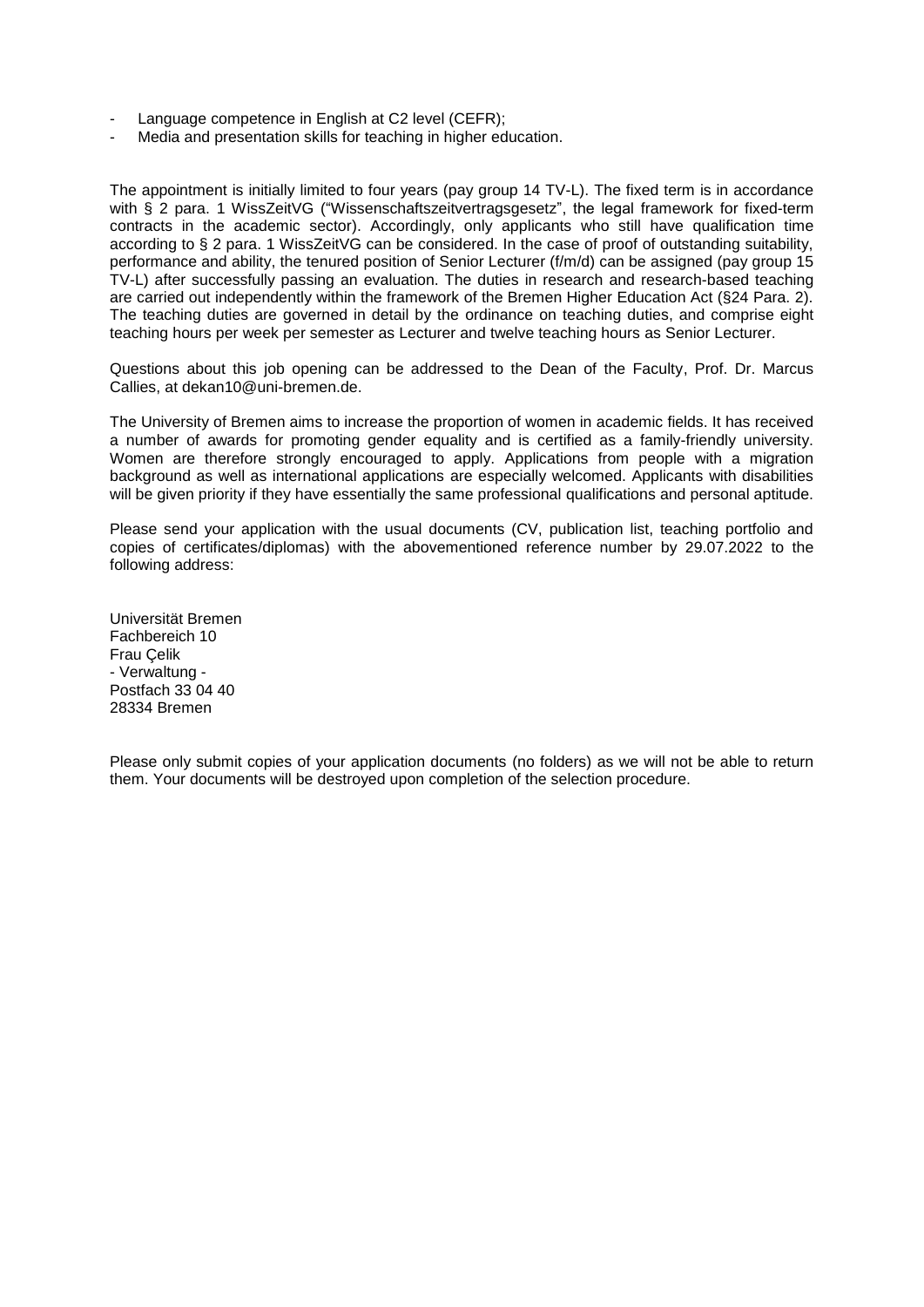- Language competence in English at C2 level (CEFR);
- Media and presentation skills for teaching in higher education.

The appointment is initially limited to four years (pay group 14 TV-L). The fixed term is in accordance with § 2 para. 1 WissZeitVG ("Wissenschaftszeitvertragsgesetz", the legal framework for fixed-term contracts in the academic sector). Accordingly, only applicants who still have qualification time according to § 2 para. 1 WissZeitVG can be considered. In the case of proof of outstanding suitability, performance and ability, the tenured position of Senior Lecturer (f/m/d) can be assigned (pay group 15 TV-L) after successfully passing an evaluation. The duties in research and research-based teaching are carried out independently within the framework of the Bremen Higher Education Act (§24 Para. 2). The teaching duties are governed in detail by the ordinance on teaching duties, and comprise eight teaching hours per week per semester as Lecturer and twelve teaching hours as Senior Lecturer.

Questions about this job opening can be addressed to the Dean of the Faculty, Prof. Dr. Marcus Callies, at dekan10@uni-bremen.de.

The University of Bremen aims to increase the proportion of women in academic fields. It has received a number of awards for promoting gender equality and is certified as a family-friendly university. Women are therefore strongly encouraged to apply. Applications from people with a migration background as well as international applications are especially welcomed. Applicants with disabilities will be given priority if they have essentially the same professional qualifications and personal aptitude.

Please send your application with the usual documents (CV, publication list, teaching portfolio and copies of certificates/diplomas) with the abovementioned reference number by 29.07.2022 to the following address:

Universität Bremen  
Fachbereich 10  
Frau Çelik  
\- Verwaltung -  
Postfach 33 04 40  
28334 Bremen

Please only submit copies of your application documents (no folders) as we will not be able to return them. Your documents will be destroyed upon completion of the selection procedure.